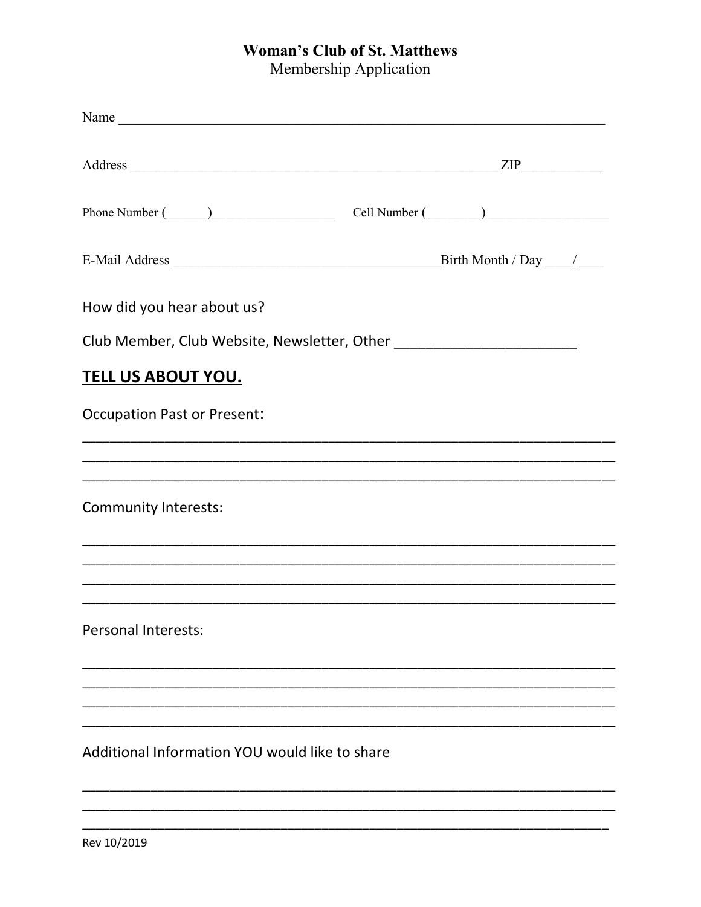# Woman's Club of St. Matthews

Membership Application

Name ______________________________________________________________________

Address _______________________________________________________ ZIP___________

Phone Number (______)__________________ Cell Number (________)_________________

E-Mail Address ________________________________________ Birth Month / Day ____/____

How did you hear about us?

Club Member, Club Website, Newsletter, Other _______________________

## TELL US ABOUT YOU.

Occupation Past or Present:

_____________________________________________________________________________
_____________________________________________________________________________
_____________________________________________________________________________

Community Interests:

_____________________________________________________________________________
_____________________________________________________________________________
_____________________________________________________________________________
_____________________________________________________________________________

Personal Interests:

_____________________________________________________________________________
_____________________________________________________________________________
_____________________________________________________________________________
_____________________________________________________________________________

Additional Information YOU would like to share

_____________________________________________________________________________
_____________________________________________________________________________
_____________________________________________________________________________

Rev 10/2019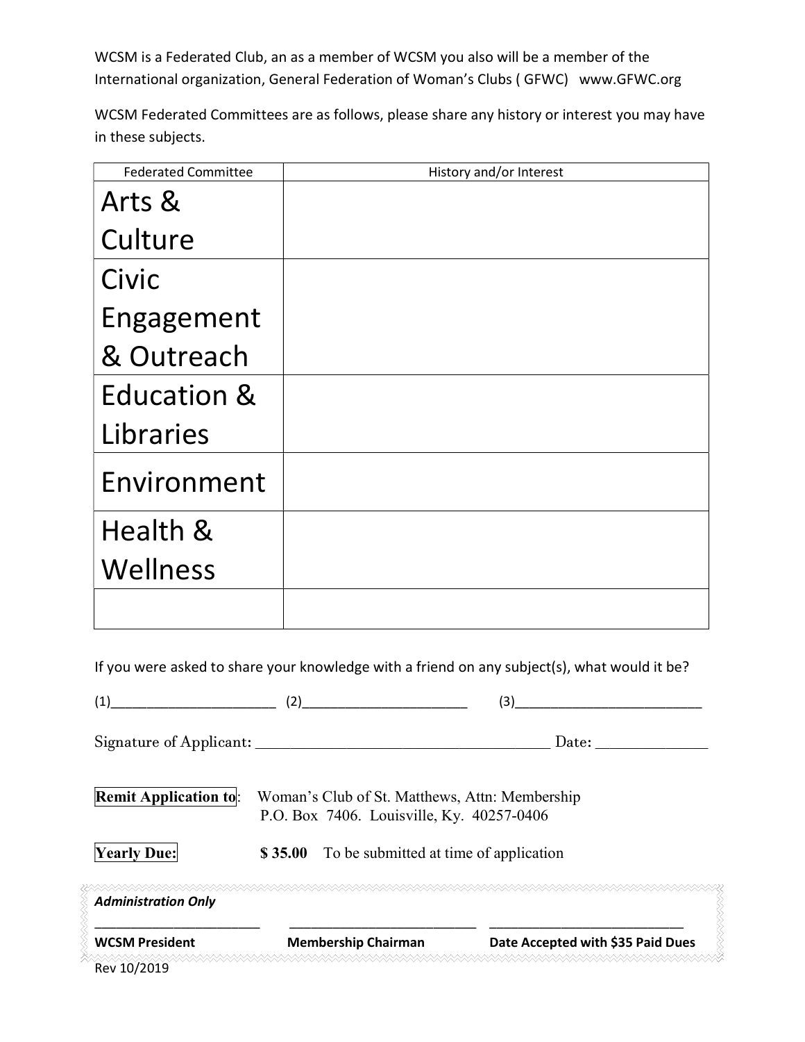WCSM is a Federated Club, an as a member of WCSM you also will be a member of the International organization, General Federation of Woman's Clubs ( GFWC)   www.GFWC.org

WCSM Federated Committees are as follows, please share any history or interest you may have in these subjects.

| Federated Committee | History and/or Interest |
|---|---|
| Arts & Culture | |
| Civic Engagement & Outreach | |
| Education & Libraries | |
| Environment | |
| Health & Wellness | |
| | |

If you were asked to share your knowledge with a friend on any subject(s), what would it be?

(1)______________________ (2)______________________ (3)_________________________

Signature of Applicant: ____________________________________ Date: ______________

**Remit Application to**: Woman's Club of St. Matthews, Attn: Membership
P.O. Box 7406. Louisville, Ky. 40257-0406

**Yearly Due:** **$ 35.00** To be submitted at time of application

***Administration Only***

| | | |
|---|---|---|
| _______________________ | _________________________ | __________________________ |
| **WCSM President** | **Membership Chairman** | **Date Accepted with $35 Paid Dues** |

Rev 10/2019